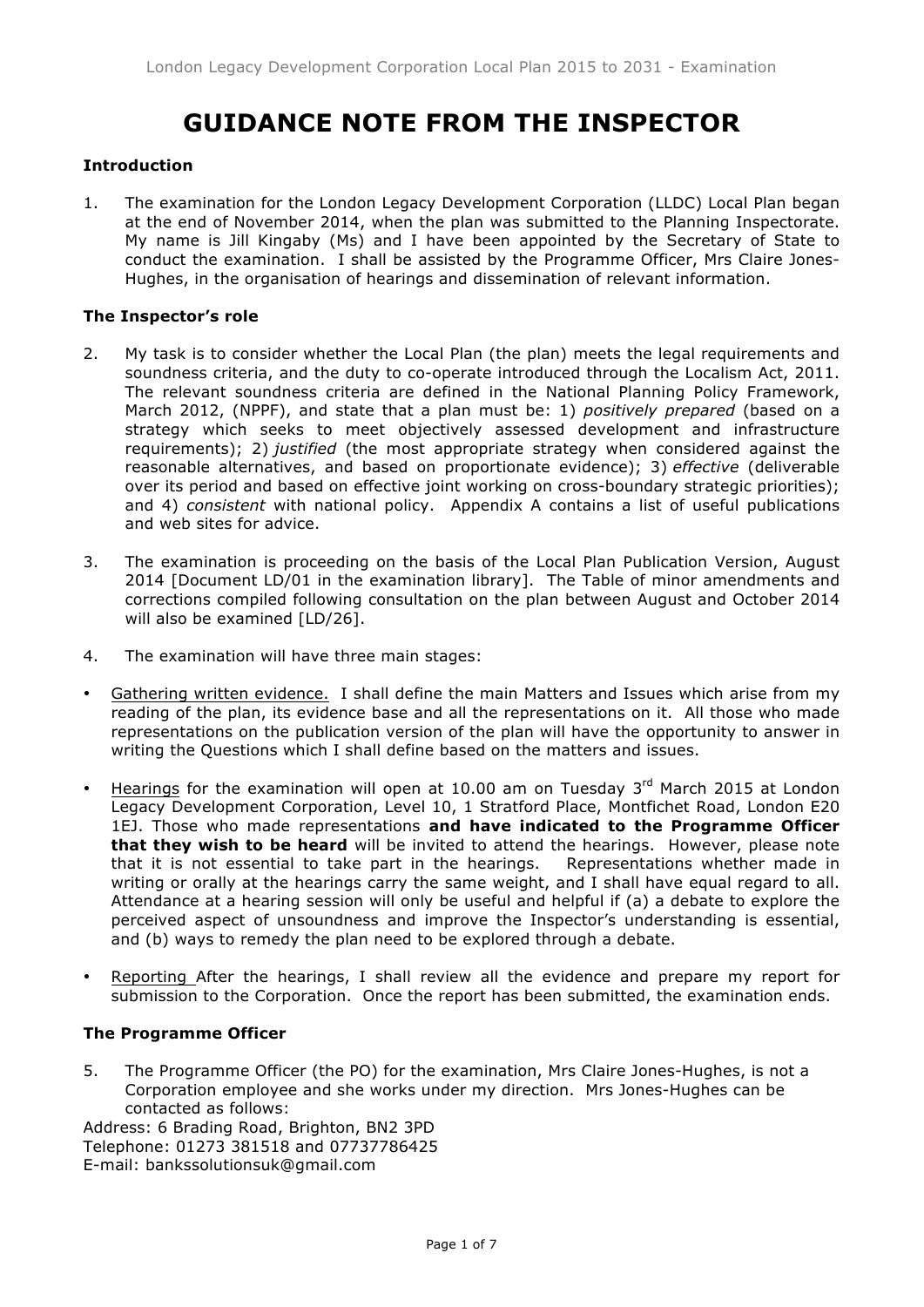# GUIDANCE NOTE FROM THE INSPECTOR

### Introduction

1. The examination for the London Legacy Development Corporation (LLDC) Local Plan began at the end of November 2014, when the plan was submitted to the Planning Inspectorate. My name is Jill Kingaby (Ms) and I have been appointed by the Secretary of State to conduct the examination. I shall be assisted by the Programme Officer, Mrs Claire Jones-Hughes, in the organisation of hearings and dissemination of relevant information.

### The Inspector's role

2. My task is to consider whether the Local Plan (the plan) meets the legal requirements and soundness criteria, and the duty to co-operate introduced through the Localism Act, 2011. The relevant soundness criteria are defined in the National Planning Policy Framework, March 2012, (NPPF), and state that a plan must be: 1) *positively prepared* (based on a strategy which seeks to meet objectively assessed development and infrastructure requirements); 2) *justified* (the most appropriate strategy when considered against the reasonable alternatives, and based on proportionate evidence); 3) *effective* (deliverable over its period and based on effective joint working on cross-boundary strategic priorities); and 4) *consistent* with national policy. Appendix A contains a list of useful publications and web sites for advice.

3. The examination is proceeding on the basis of the Local Plan Publication Version, August 2014 [Document LD/01 in the examination library]. The Table of minor amendments and corrections compiled following consultation on the plan between August and October 2014 will also be examined [LD/26].

4. The examination will have three main stages:

- Gathering written evidence. I shall define the main Matters and Issues which arise from my reading of the plan, its evidence base and all the representations on it. All those who made representations on the publication version of the plan will have the opportunity to answer in writing the Questions which I shall define based on the matters and issues.

- Hearings for the examination will open at 10.00 am on Tuesday 3rd March 2015 at London Legacy Development Corporation, Level 10, 1 Stratford Place, Montfichet Road, London E20 1EJ. Those who made representations **and have indicated to the Programme Officer that they wish to be heard** will be invited to attend the hearings. However, please note that it is not essential to take part in the hearings. Representations whether made in writing or orally at the hearings carry the same weight, and I shall have equal regard to all. Attendance at a hearing session will only be useful and helpful if (a) a debate to explore the perceived aspect of unsoundness and improve the Inspector's understanding is essential, and (b) ways to remedy the plan need to be explored through a debate.

- Reporting After the hearings, I shall review all the evidence and prepare my report for submission to the Corporation. Once the report has been submitted, the examination ends.

### The Programme Officer

5. The Programme Officer (the PO) for the examination, Mrs Claire Jones-Hughes, is not a Corporation employee and she works under my direction. Mrs Jones-Hughes can be contacted as follows:

Address: 6 Brading Road, Brighton, BN2 3PD
Telephone: 01273 381518 and 07737786425
E-mail: bankssolutionsuk@gmail.com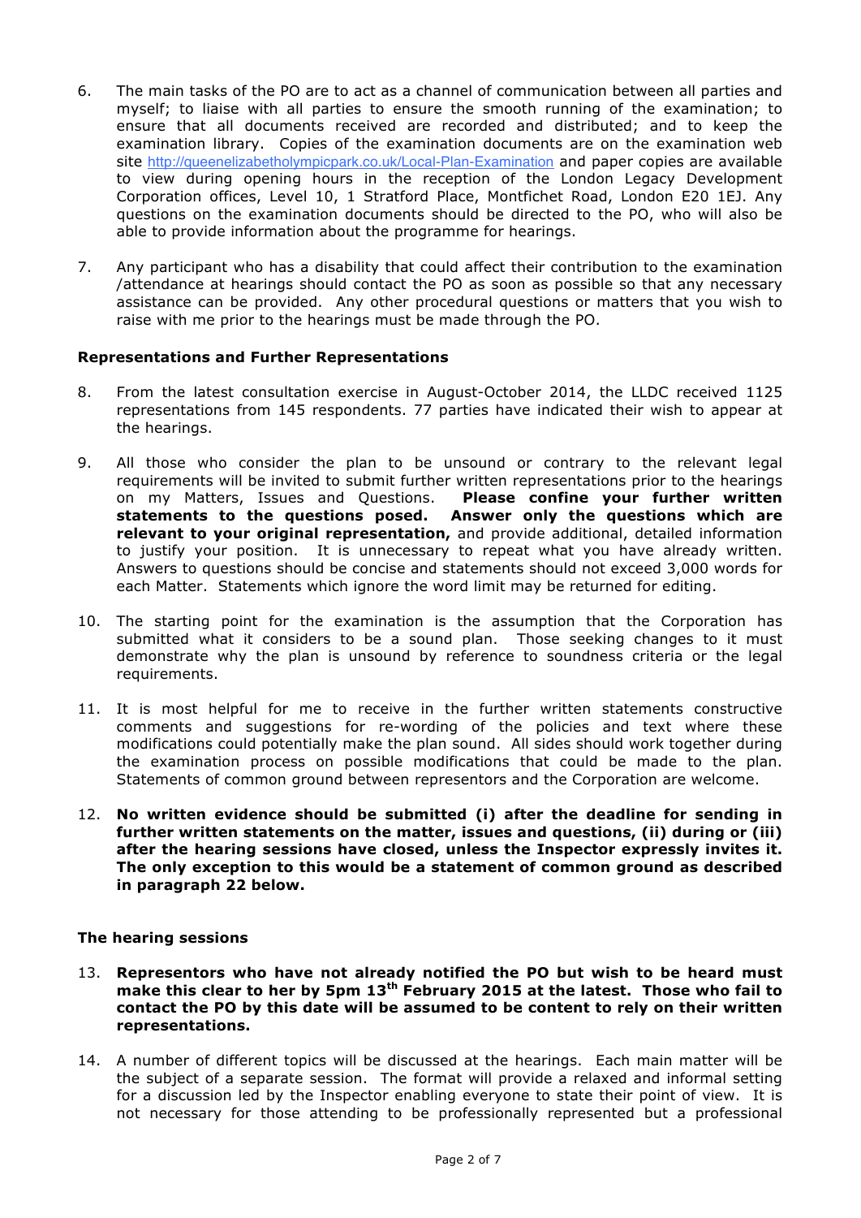6. The main tasks of the PO are to act as a channel of communication between all parties and myself; to liaise with all parties to ensure the smooth running of the examination; to ensure that all documents received are recorded and distributed; and to keep the examination library. Copies of the examination documents are on the examination web site http://queenelizabetholympicpark.co.uk/Local-Plan-Examination and paper copies are available to view during opening hours in the reception of the London Legacy Development Corporation offices, Level 10, 1 Stratford Place, Montfichet Road, London E20 1EJ. Any questions on the examination documents should be directed to the PO, who will also be able to provide information about the programme for hearings.

7. Any participant who has a disability that could affect their contribution to the examination /attendance at hearings should contact the PO as soon as possible so that any necessary assistance can be provided. Any other procedural questions or matters that you wish to raise with me prior to the hearings must be made through the PO.

### Representations and Further Representations

8. From the latest consultation exercise in August-October 2014, the LLDC received 1125 representations from 145 respondents. 77 parties have indicated their wish to appear at the hearings.

9. All those who consider the plan to be unsound or contrary to the relevant legal requirements will be invited to submit further written representations prior to the hearings on my Matters, Issues and Questions. **Please confine your further written statements to the questions posed. Answer only the questions which are relevant to your original representation,** and provide additional, detailed information to justify your position. It is unnecessary to repeat what you have already written. Answers to questions should be concise and statements should not exceed 3,000 words for each Matter. Statements which ignore the word limit may be returned for editing.

10. The starting point for the examination is the assumption that the Corporation has submitted what it considers to be a sound plan. Those seeking changes to it must demonstrate why the plan is unsound by reference to soundness criteria or the legal requirements.

11. It is most helpful for me to receive in the further written statements constructive comments and suggestions for re-wording of the policies and text where these modifications could potentially make the plan sound. All sides should work together during the examination process on possible modifications that could be made to the plan. Statements of common ground between representors and the Corporation are welcome.

12. **No written evidence should be submitted (i) after the deadline for sending in further written statements on the matter, issues and questions, (ii) during or (iii) after the hearing sessions have closed, unless the Inspector expressly invites it. The only exception to this would be a statement of common ground as described in paragraph 22 below.**

### The hearing sessions

13. **Representors who have not already notified the PO but wish to be heard must make this clear to her by 5pm 13th February 2015 at the latest. Those who fail to contact the PO by this date will be assumed to be content to rely on their written representations.**

14. A number of different topics will be discussed at the hearings. Each main matter will be the subject of a separate session. The format will provide a relaxed and informal setting for a discussion led by the Inspector enabling everyone to state their point of view. It is not necessary for those attending to be professionally represented but a professional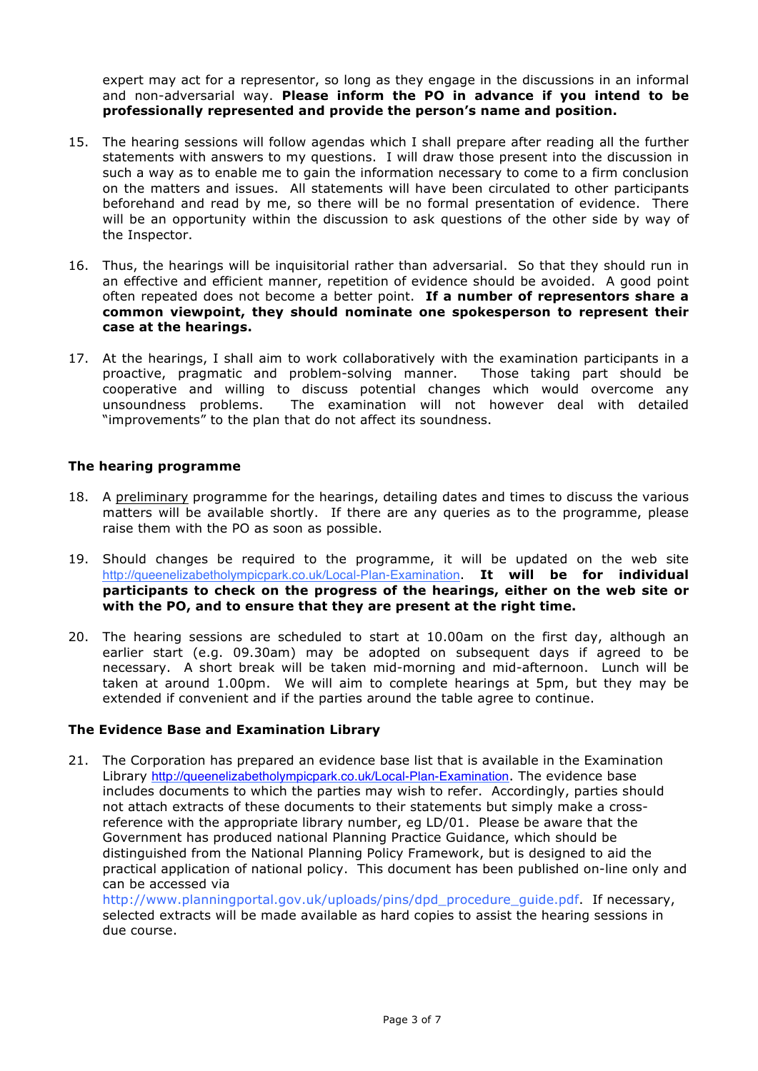expert may act for a representor, so long as they engage in the discussions in an informal and non-adversarial way. **Please inform the PO in advance if you intend to be professionally represented and provide the person's name and position.**

15. The hearing sessions will follow agendas which I shall prepare after reading all the further statements with answers to my questions. I will draw those present into the discussion in such a way as to enable me to gain the information necessary to come to a firm conclusion on the matters and issues. All statements will have been circulated to other participants beforehand and read by me, so there will be no formal presentation of evidence. There will be an opportunity within the discussion to ask questions of the other side by way of the Inspector.

16. Thus, the hearings will be inquisitorial rather than adversarial. So that they should run in an effective and efficient manner, repetition of evidence should be avoided. A good point often repeated does not become a better point. **If a number of representors share a common viewpoint, they should nominate one spokesperson to represent their case at the hearings.**

17. At the hearings, I shall aim to work collaboratively with the examination participants in a proactive, pragmatic and problem-solving manner. Those taking part should be cooperative and willing to discuss potential changes which would overcome any unsoundness problems. The examination will not however deal with detailed "improvements" to the plan that do not affect its soundness.

### The hearing programme

18. A <u>preliminary</u> programme for the hearings, detailing dates and times to discuss the various matters will be available shortly. If there are any queries as to the programme, please raise them with the PO as soon as possible.

19. Should changes be required to the programme, it will be updated on the web site http://queenelizabetholympicpark.co.uk/Local-Plan-Examination. **It will be for individual participants to check on the progress of the hearings, either on the web site or with the PO, and to ensure that they are present at the right time.**

20. The hearing sessions are scheduled to start at 10.00am on the first day, although an earlier start (e.g. 09.30am) may be adopted on subsequent days if agreed to be necessary. A short break will be taken mid-morning and mid-afternoon. Lunch will be taken at around 1.00pm. We will aim to complete hearings at 5pm, but they may be extended if convenient and if the parties around the table agree to continue.

### The Evidence Base and Examination Library

21. The Corporation has prepared an evidence base list that is available in the Examination Library http://queenelizabetholympicpark.co.uk/Local-Plan-Examination. The evidence base includes documents to which the parties may wish to refer. Accordingly, parties should not attach extracts of these documents to their statements but simply make a cross-reference with the appropriate library number, eg LD/01. Please be aware that the Government has produced national Planning Practice Guidance, which should be distinguished from the National Planning Policy Framework, but is designed to aid the practical application of national policy. This document has been published on-line only and can be accessed via http://www.planningportal.gov.uk/uploads/pins/dpd_procedure_guide.pdf. If necessary, selected extracts will be made available as hard copies to assist the hearing sessions in due course.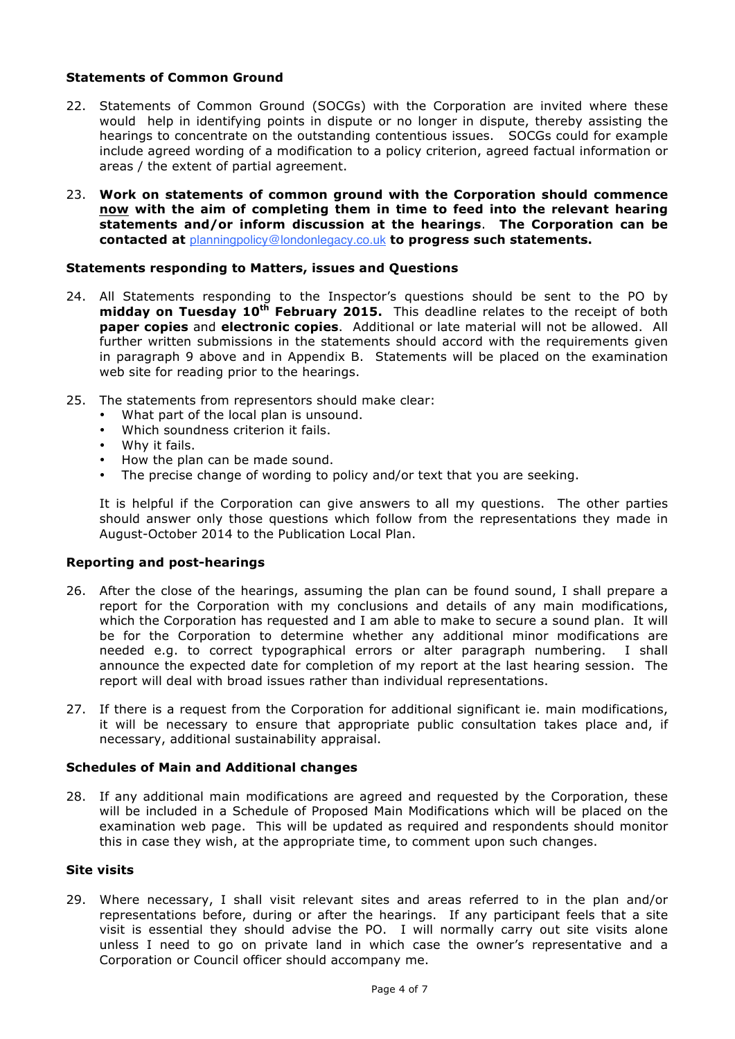### Statements of Common Ground

22. Statements of Common Ground (SOCGs) with the Corporation are invited where these would help in identifying points in dispute or no longer in dispute, thereby assisting the hearings to concentrate on the outstanding contentious issues. SOCGs could for example include agreed wording of a modification to a policy criterion, agreed factual information or areas / the extent of partial agreement.

23. **Work on statements of common ground with the Corporation should commence <u>now</u> with the aim of completing them in time to feed into the relevant hearing statements and/or inform discussion at the hearings**. **The Corporation can be contacted at** planningpolicy@londonlegacy.co.uk **to progress such statements.**

### Statements responding to Matters, issues and Questions

24. All Statements responding to the Inspector's questions should be sent to the PO by **midday on Tuesday 10th February 2015.** This deadline relates to the receipt of both **paper copies** and **electronic copies**. Additional or late material will not be allowed. All further written submissions in the statements should accord with the requirements given in paragraph 9 above and in Appendix B. Statements will be placed on the examination web site for reading prior to the hearings.

25. The statements from representors should make clear:
    - What part of the local plan is unsound.
    - Which soundness criterion it fails.
    - Why it fails.
    - How the plan can be made sound.
    - The precise change of wording to policy and/or text that you are seeking.

    It is helpful if the Corporation can give answers to all my questions. The other parties should answer only those questions which follow from the representations they made in August-October 2014 to the Publication Local Plan.

### Reporting and post-hearings

26. After the close of the hearings, assuming the plan can be found sound, I shall prepare a report for the Corporation with my conclusions and details of any main modifications, which the Corporation has requested and I am able to make to secure a sound plan. It will be for the Corporation to determine whether any additional minor modifications are needed e.g. to correct typographical errors or alter paragraph numbering. I shall announce the expected date for completion of my report at the last hearing session. The report will deal with broad issues rather than individual representations.

27. If there is a request from the Corporation for additional significant ie. main modifications, it will be necessary to ensure that appropriate public consultation takes place and, if necessary, additional sustainability appraisal.

### Schedules of Main and Additional changes

28. If any additional main modifications are agreed and requested by the Corporation, these will be included in a Schedule of Proposed Main Modifications which will be placed on the examination web page. This will be updated as required and respondents should monitor this in case they wish, at the appropriate time, to comment upon such changes.

### Site visits

29. Where necessary, I shall visit relevant sites and areas referred to in the plan and/or representations before, during or after the hearings. If any participant feels that a site visit is essential they should advise the PO. I will normally carry out site visits alone unless I need to go on private land in which case the owner's representative and a Corporation or Council officer should accompany me.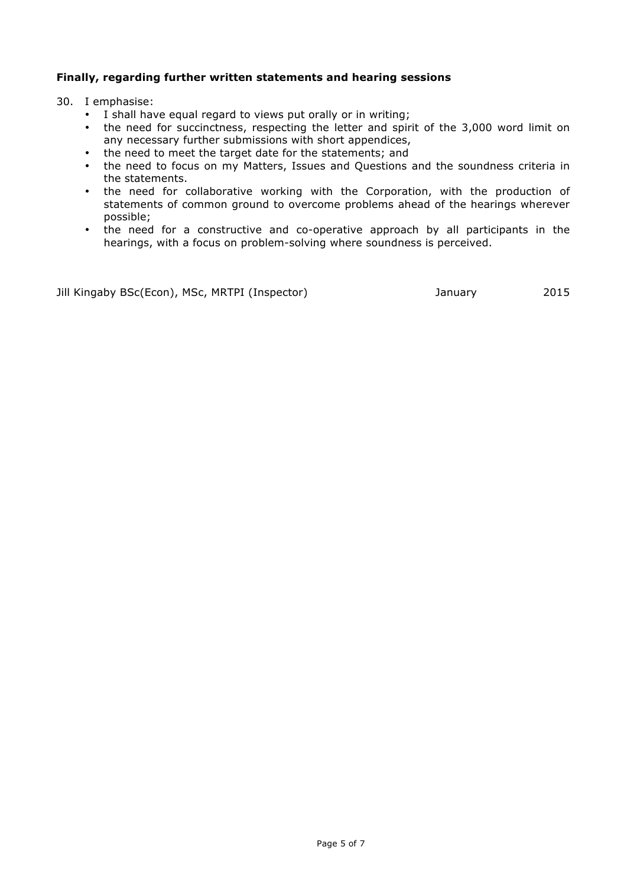**Finally, regarding further written statements and hearing sessions**

30. I emphasise:
    - I shall have equal regard to views put orally or in writing;
    - the need for succinctness, respecting the letter and spirit of the 3,000 word limit on any necessary further submissions with short appendices,
    - the need to meet the target date for the statements; and
    - the need to focus on my Matters, Issues and Questions and the soundness criteria in the statements.
    - the need for collaborative working with the Corporation, with the production of statements of common ground to overcome problems ahead of the hearings wherever possible;
    - the need for a constructive and co-operative approach by all participants in the hearings, with a focus on problem-solving where soundness is perceived.

Jill Kingaby BSc(Econ), MSc, MRTPI (Inspector) January 2015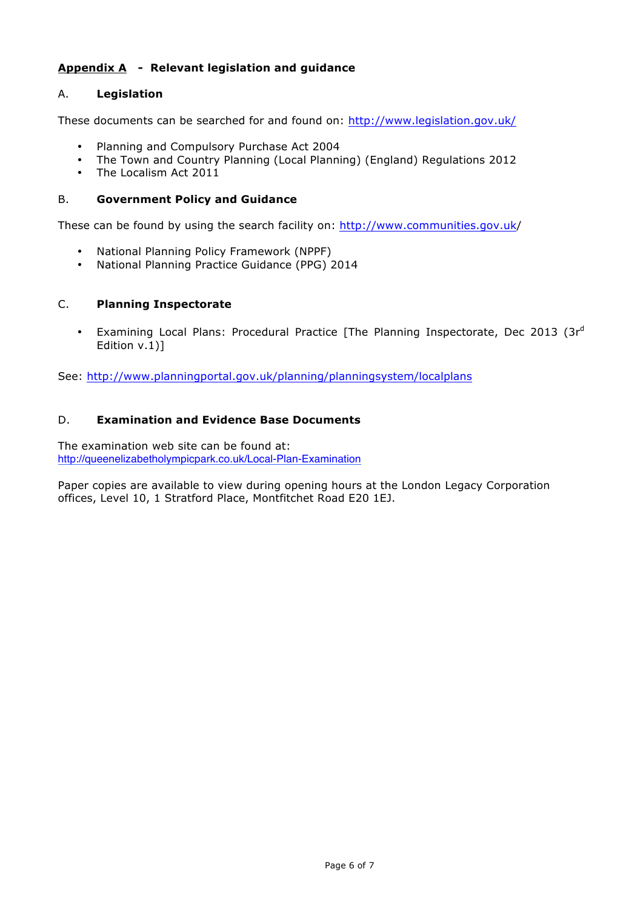## Appendix A - Relevant legislation and guidance

### A. Legislation

These documents can be searched for and found on: http://www.legislation.gov.uk/

- Planning and Compulsory Purchase Act 2004
- The Town and Country Planning (Local Planning) (England) Regulations 2012
- The Localism Act 2011

### B. Government Policy and Guidance

These can be found by using the search facility on: http://www.communities.gov.uk/

- National Planning Policy Framework (NPPF)
- National Planning Practice Guidance (PPG) 2014

### C. Planning Inspectorate

- Examining Local Plans: Procedural Practice [The Planning Inspectorate, Dec 2013 (3rd Edition v.1)]

See: http://www.planningportal.gov.uk/planning/planningsystem/localplans

### D. Examination and Evidence Base Documents

The examination web site can be found at:
http://queenelizabetholympicpark.co.uk/Local-Plan-Examination

Paper copies are available to view during opening hours at the London Legacy Corporation offices, Level 10, 1 Stratford Place, Montfitchet Road E20 1EJ.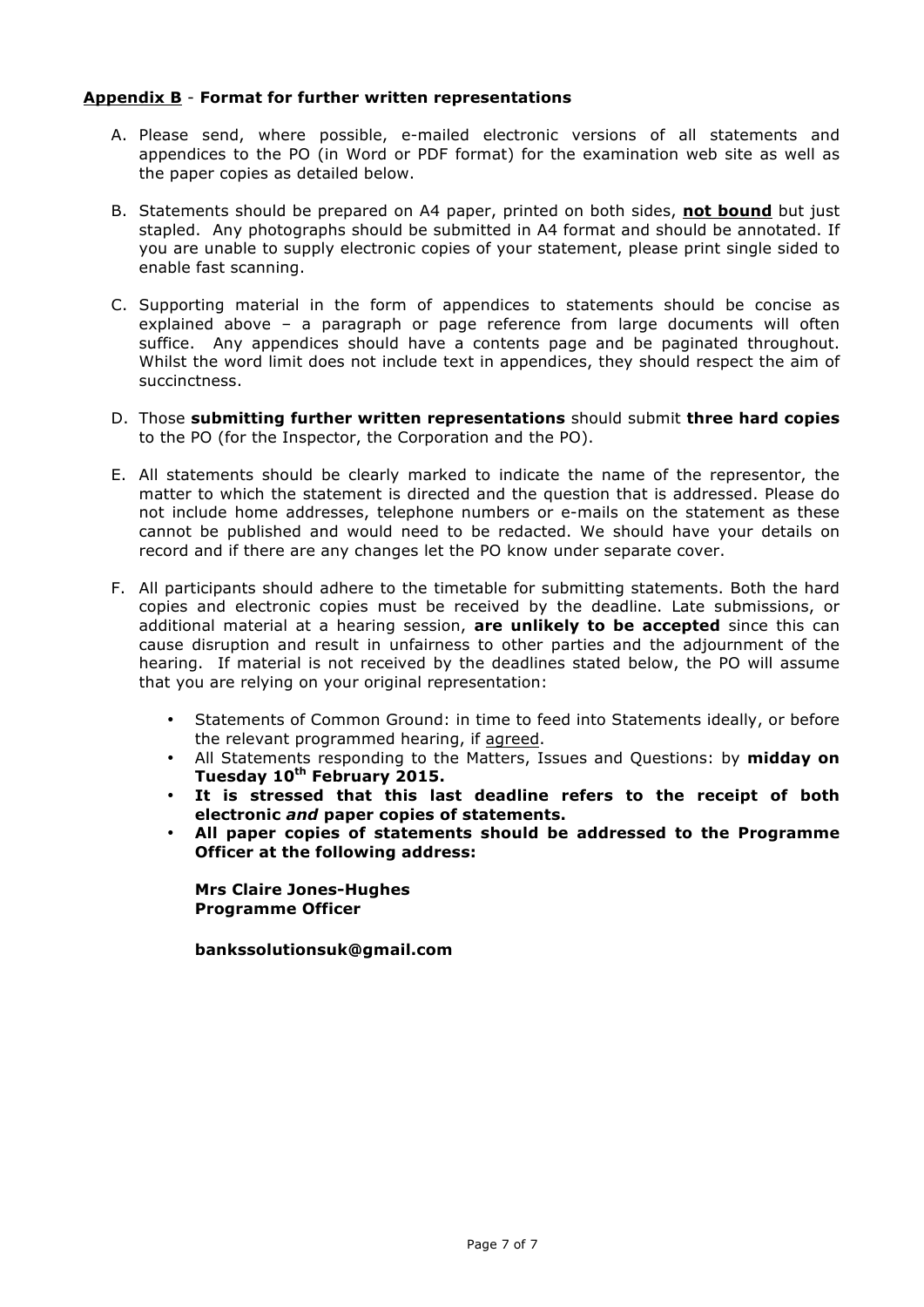## **Appendix B** - **Format for further written representations**

A. Please send, where possible, e-mailed electronic versions of all statements and appendices to the PO (in Word or PDF format) for the examination web site as well as the paper copies as detailed below.

B. Statements should be prepared on A4 paper, printed on both sides, **not bound** but just stapled. Any photographs should be submitted in A4 format and should be annotated. If you are unable to supply electronic copies of your statement, please print single sided to enable fast scanning.

C. Supporting material in the form of appendices to statements should be concise as explained above – a paragraph or page reference from large documents will often suffice. Any appendices should have a contents page and be paginated throughout. Whilst the word limit does not include text in appendices, they should respect the aim of succinctness.

D. Those **submitting further written representations** should submit **three hard copies** to the PO (for the Inspector, the Corporation and the PO).

E. All statements should be clearly marked to indicate the name of the representor, the matter to which the statement is directed and the question that is addressed. Please do not include home addresses, telephone numbers or e-mails on the statement as these cannot be published and would need to be redacted. We should have your details on record and if there are any changes let the PO know under separate cover.

F. All participants should adhere to the timetable for submitting statements. Both the hard copies and electronic copies must be received by the deadline. Late submissions, or additional material at a hearing session, **are unlikely to be accepted** since this can cause disruption and result in unfairness to other parties and the adjournment of the hearing. If material is not received by the deadlines stated below, the PO will assume that you are relying on your original representation:

   - Statements of Common Ground: in time to feed into Statements ideally, or before the relevant programmed hearing, if agreed.
   - All Statements responding to the Matters, Issues and Questions: by **midday on Tuesday 10th February 2015.**
   - **It is stressed that this last deadline refers to the receipt of both electronic *and* paper copies of statements.**
   - **All paper copies of statements should be addressed to the Programme Officer at the following address:**

   **Mrs Claire Jones-Hughes**
   **Programme Officer**

   **bankssolutionsuk@gmail.com**